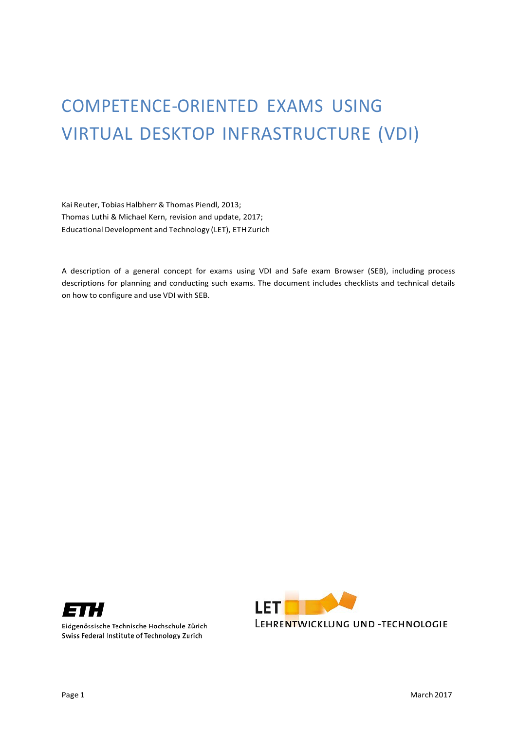# COMPETENCE-ORIENTED EXAMS USING VIRTUAL DESKTOP INFRASTRUCTURE (VDI)

Kai Reuter, Tobias Halbherr & Thomas Piendl, 2013;
Thomas Luthi & Michael Kern, revision and update, 2017;
Educational Development and Technology (LET), ETH Zurich

A description of a general concept for exams using VDI and Safe exam Browser (SEB), including process descriptions for planning and conducting such exams. The document includes checklists and technical details on how to configure and use VDI with SEB.

ETH
Eidgenössische Technische Hochschule Zürich
Swiss Federal Institute of Technology Zurich

LET
LEHRENTWICKLUNG UND -TECHNOLOGIE

March 2017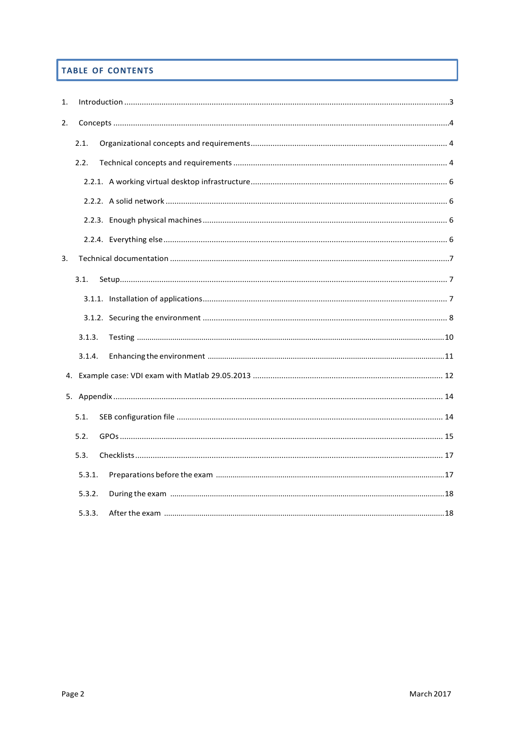## TABLE OF CONTENTS

1. Introduction ..... 3
2. Concepts ..... 4
   - 2.1. Organizational concepts and requirements ..... 4
   - 2.2. Technical concepts and requirements ..... 4
     - 2.2.1. A working virtual desktop infrastructure ..... 6
     - 2.2.2. A solid network ..... 6
     - 2.2.3. Enough physical machines ..... 6
     - 2.2.4. Everything else ..... 6
3. Technical documentation ..... 7
   - 3.1. Setup ..... 7
     - 3.1.1. Installation of applications ..... 7
     - 3.1.2. Securing the environment ..... 8
     - 3.1.3. Testing ..... 10
     - 3.1.4. Enhancing the environment ..... 11
4. Example case: VDI exam with Matlab 29.05.2013 ..... 12
5. Appendix ..... 14
   - 5.1. SEB configuration file ..... 14
   - 5.2. GPOs ..... 15
   - 5.3. Checklists ..... 17
     - 5.3.1. Preparations before the exam ..... 17
     - 5.3.2. During the exam ..... 18
     - 5.3.3. After the exam ..... 18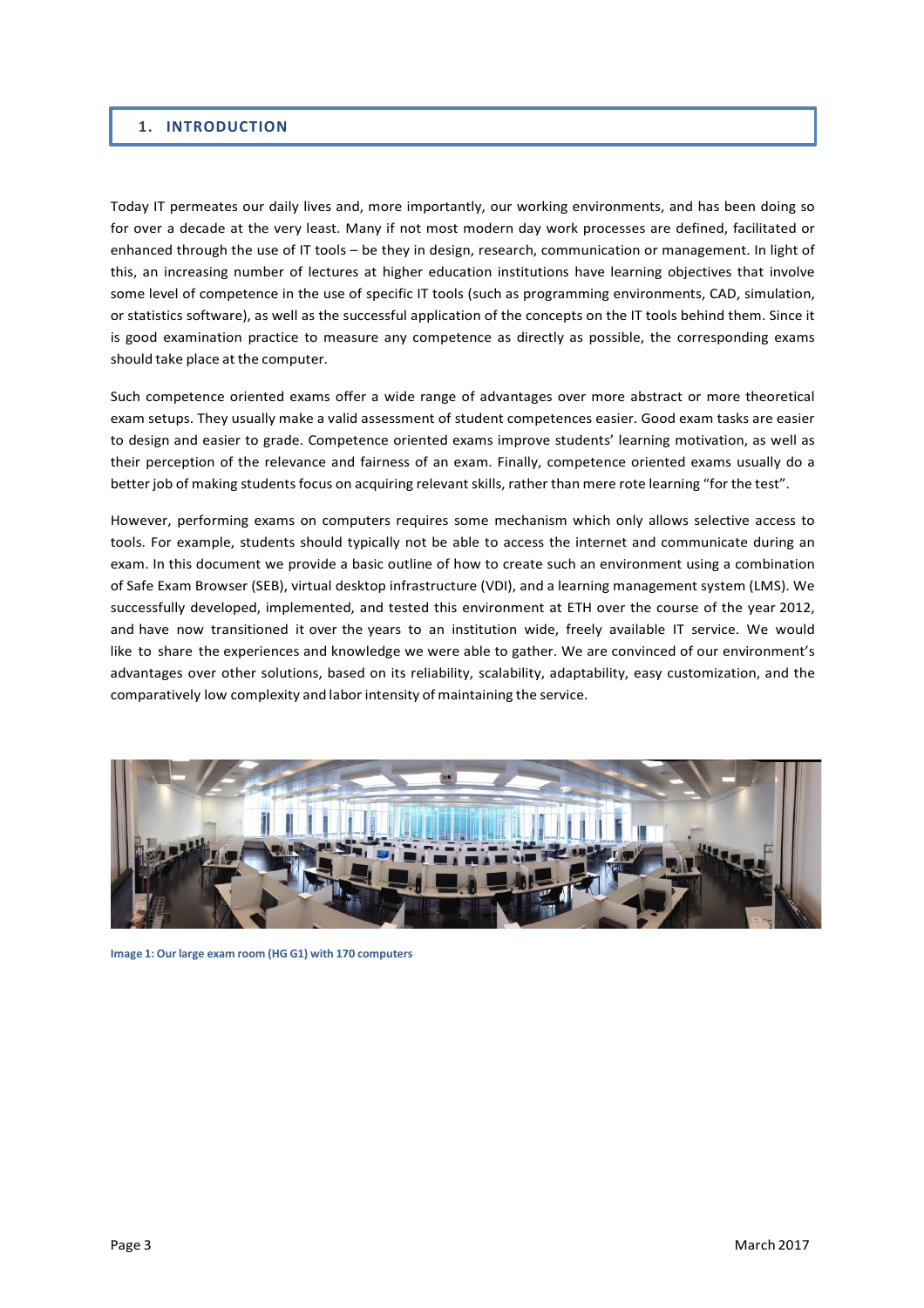# 1. INTRODUCTION

Today IT permeates our daily lives and, more importantly, our working environments, and has been doing so for over a decade at the very least. Many if not most modern day work processes are defined, facilitated or enhanced through the use of IT tools – be they in design, research, communication or management. In light of this, an increasing number of lectures at higher education institutions have learning objectives that involve some level of competence in the use of specific IT tools (such as programming environments, CAD, simulation, or statistics software), as well as the successful application of the concepts on the IT tools behind them. Since it is good examination practice to measure any competence as directly as possible, the corresponding exams should take place at the computer.

Such competence oriented exams offer a wide range of advantages over more abstract or more theoretical exam setups. They usually make a valid assessment of student competences easier. Good exam tasks are easier to design and easier to grade. Competence oriented exams improve students' learning motivation, as well as their perception of the relevance and fairness of an exam. Finally, competence oriented exams usually do a better job of making students focus on acquiring relevant skills, rather than mere rote learning "for the test".

However, performing exams on computers requires some mechanism which only allows selective access to tools. For example, students should typically not be able to access the internet and communicate during an exam. In this document we provide a basic outline of how to create such an environment using a combination of Safe Exam Browser (SEB), virtual desktop infrastructure (VDI), and a learning management system (LMS). We successfully developed, implemented, and tested this environment at ETH over the course of the year 2012, and have now transitioned it over the years to an institution wide, freely available IT service. We would like to share the experiences and knowledge we were able to gather. We are convinced of our environment's advantages over other solutions, based on its reliability, scalability, adaptability, easy customization, and the comparatively low complexity and labor intensity of maintaining the service.

Image 1: Our large exam room (HG G1) with 170 computers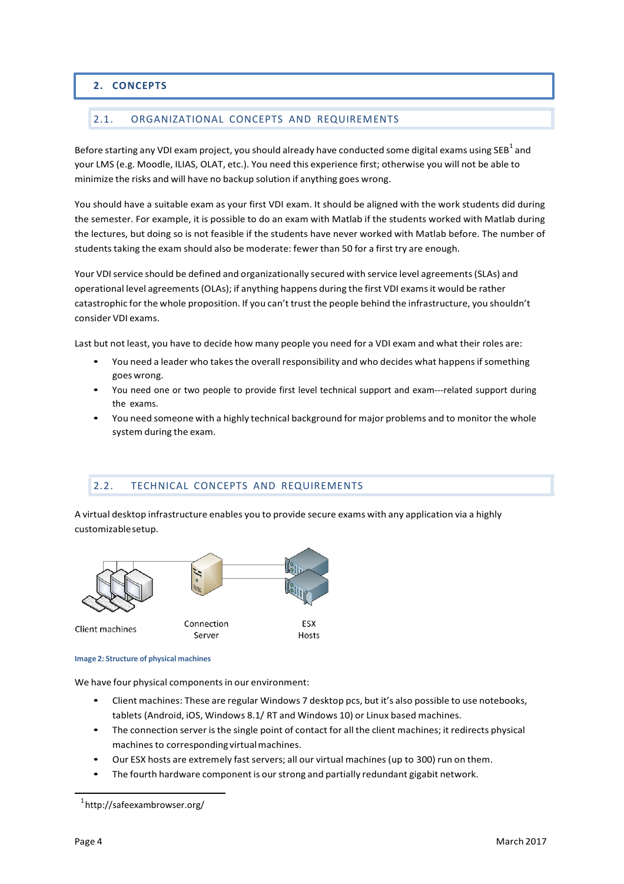## 2. CONCEPTS

### 2.1. ORGANIZATIONAL CONCEPTS AND REQUIREMENTS

Before starting any VDI exam project, you should already have conducted some digital exams using SEB[1] and your LMS (e.g. Moodle, ILIAS, OLAT, etc.). You need this experience first; otherwise you will not be able to minimize the risks and will have no backup solution if anything goes wrong.

You should have a suitable exam as your first VDI exam. It should be aligned with the work students did during the semester. For example, it is possible to do an exam with Matlab if the students worked with Matlab during the lectures, but doing so is not feasible if the students have never worked with Matlab before. The number of students taking the exam should also be moderate: fewer than 50 for a first try are enough.

Your VDI service should be defined and organizationally secured with service level agreements (SLAs) and operational level agreements (OLAs); if anything happens during the first VDI exams it would be rather catastrophic for the whole proposition. If you can't trust the people behind the infrastructure, you shouldn't consider VDI exams.

Last but not least, you have to decide how many people you need for a VDI exam and what their roles are:

- You need a leader who takes the overall responsibility and who decides what happens if something goes wrong.
- You need one or two people to provide first level technical support and exam---related support during the exams.
- You need someone with a highly technical background for major problems and to monitor the whole system during the exam.

### 2.2. TECHNICAL CONCEPTS AND REQUIREMENTS

A virtual desktop infrastructure enables you to provide secure exams with any application via a highly customizable setup.

Client machines  Connection Server  ESX Hosts

**Image 2: Structure of physical machines**

We have four physical components in our environment:

- Client machines: These are regular Windows 7 desktop pcs, but it's also possible to use notebooks, tablets (Android, iOS, Windows 8.1/ RT and Windows 10) or Linux based machines.
- The connection server is the single point of contact for all the client machines; it redirects physical machines to corresponding virtual machines.
- Our ESX hosts are extremely fast servers; all our virtual machines (up to 300) run on them.
- The fourth hardware component is our strong and partially redundant gigabit network.

[1] http://safeexambrowser.org/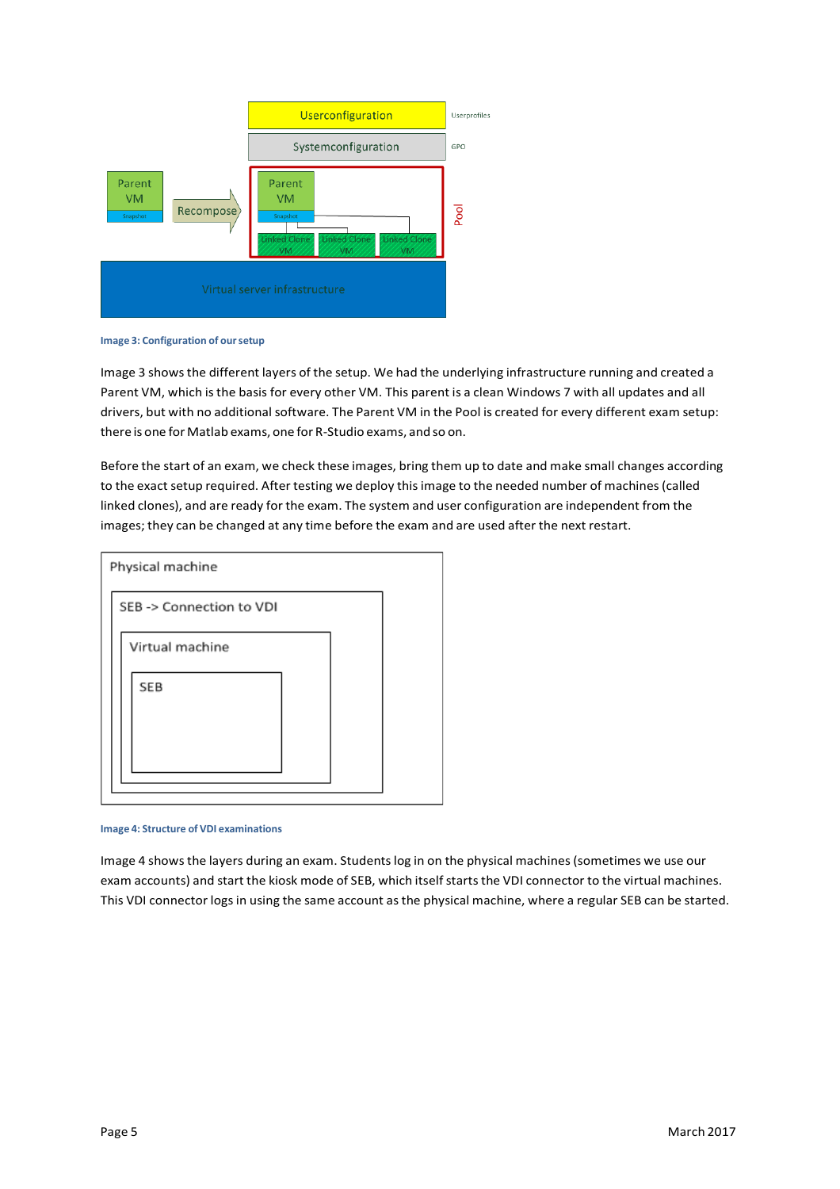Image 3: Configuration of our setup

Image 3 shows the different layers of the setup. We had the underlying infrastructure running and created a Parent VM, which is the basis for every other VM. This parent is a clean Windows 7 with all updates and all drivers, but with no additional software. The Parent VM in the Pool is created for every different exam setup: there is one for Matlab exams, one for R-Studio exams, and so on.

Before the start of an exam, we check these images, bring them up to date and make small changes according to the exact setup required. After testing we deploy this image to the needed number of machines (called linked clones), and are ready for the exam. The system and user configuration are independent from the images; they can be changed at any time before the exam and are used after the next restart.

Image 4: Structure of VDI examinations

Image 4 shows the layers during an exam. Students log in on the physical machines (sometimes we use our exam accounts) and start the kiosk mode of SEB, which itself starts the VDI connector to the virtual machines. This VDI connector logs in using the same account as the physical machine, where a regular SEB can be started.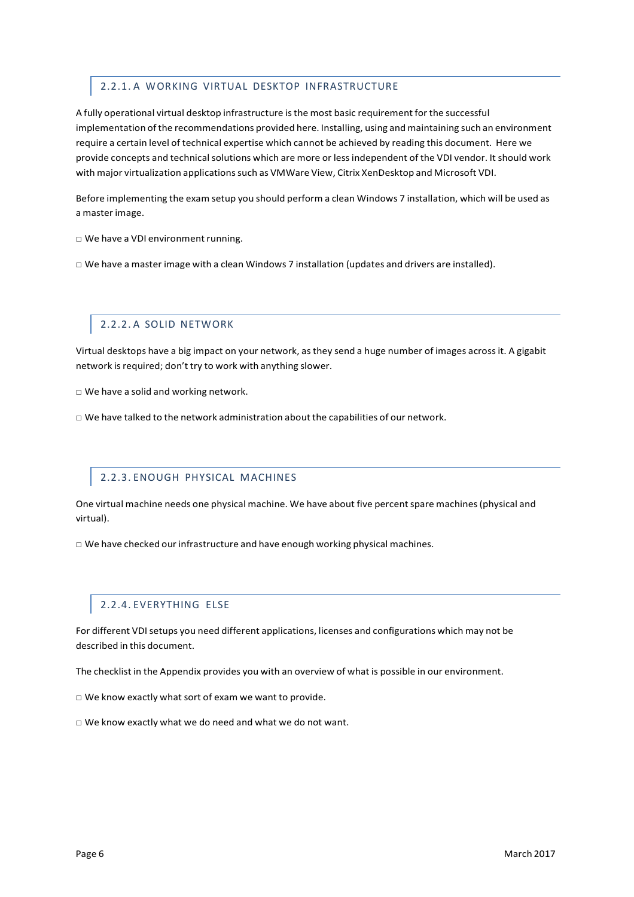### 2.2.1. A WORKING VIRTUAL DESKTOP INFRASTRUCTURE

A fully operational virtual desktop infrastructure is the most basic requirement for the successful implementation of the recommendations provided here. Installing, using and maintaining such an environment require a certain level of technical expertise which cannot be achieved by reading this document. Here we provide concepts and technical solutions which are more or less independent of the VDI vendor. It should work with major virtualization applications such as VMWare View, Citrix XenDesktop and Microsoft VDI.

Before implementing the exam setup you should perform a clean Windows 7 installation, which will be used as a master image.

□ We have a VDI environment running.

□ We have a master image with a clean Windows 7 installation (updates and drivers are installed).

### 2.2.2. A SOLID NETWORK

Virtual desktops have a big impact on your network, as they send a huge number of images across it. A gigabit network is required; don't try to work with anything slower.

□ We have a solid and working network.

□ We have talked to the network administration about the capabilities of our network.

### 2.2.3. ENOUGH PHYSICAL MACHINES

One virtual machine needs one physical machine. We have about five percent spare machines (physical and virtual).

□ We have checked our infrastructure and have enough working physical machines.

### 2.2.4. EVERYTHING ELSE

For different VDI setups you need different applications, licenses and configurations which may not be described in this document.

The checklist in the Appendix provides you with an overview of what is possible in our environment.

□ We know exactly what sort of exam we want to provide.

□ We know exactly what we do need and what we do not want.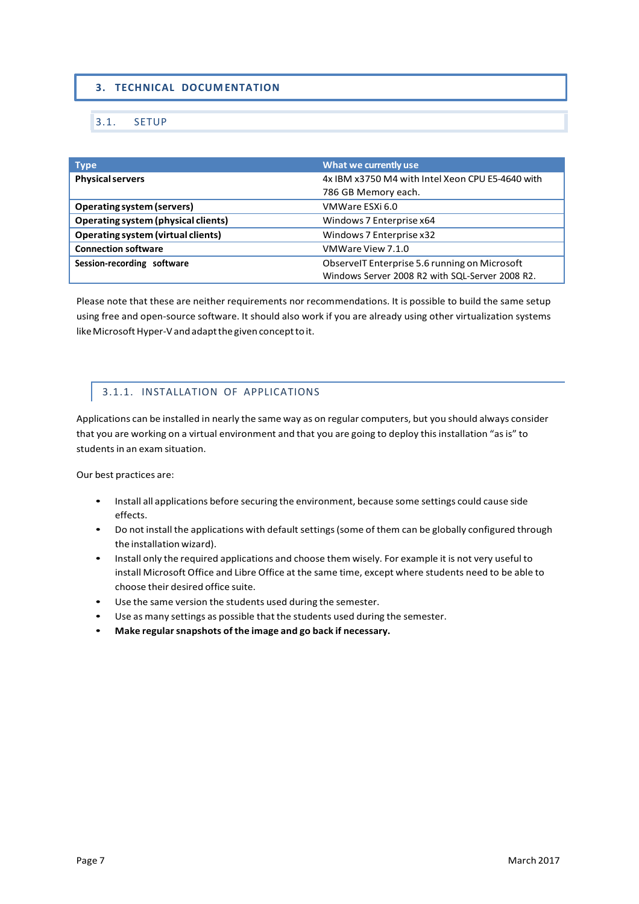# 3. TECHNICAL DOCUMENTATION

## 3.1. SETUP

| Type | What we currently use |
|---|---|
| **Physical servers** | 4x IBM x3750 M4 with Intel Xeon CPU E5-4640 with 786 GB Memory each. |
| **Operating system (servers)** | VMWare ESXi 6.0 |
| **Operating system (physical clients)** | Windows 7 Enterprise x64 |
| **Operating system (virtual clients)** | Windows 7 Enterprise x32 |
| **Connection software** | VMWare View 7.1.0 |
| **Session-recording software** | ObserveIT Enterprise 5.6 running on Microsoft Windows Server 2008 R2 with SQL-Server 2008 R2. |

Please note that these are neither requirements nor recommendations. It is possible to build the same setup using free and open-source software. It should also work if you are already using other virtualization systems like Microsoft Hyper-V and adapt the given concept to it.

### 3.1.1. INSTALLATION OF APPLICATIONS

Applications can be installed in nearly the same way as on regular computers, but you should always consider that you are working on a virtual environment and that you are going to deploy this installation "as is" to students in an exam situation.

Our best practices are:

- Install all applications before securing the environment, because some settings could cause side effects.
- Do not install the applications with default settings (some of them can be globally configured through the installation wizard).
- Install only the required applications and choose them wisely. For example it is not very useful to install Microsoft Office and Libre Office at the same time, except where students need to be able to choose their desired office suite.
- Use the same version the students used during the semester.
- Use as many settings as possible that the students used during the semester.
- **Make regular snapshots of the image and go back if necessary.**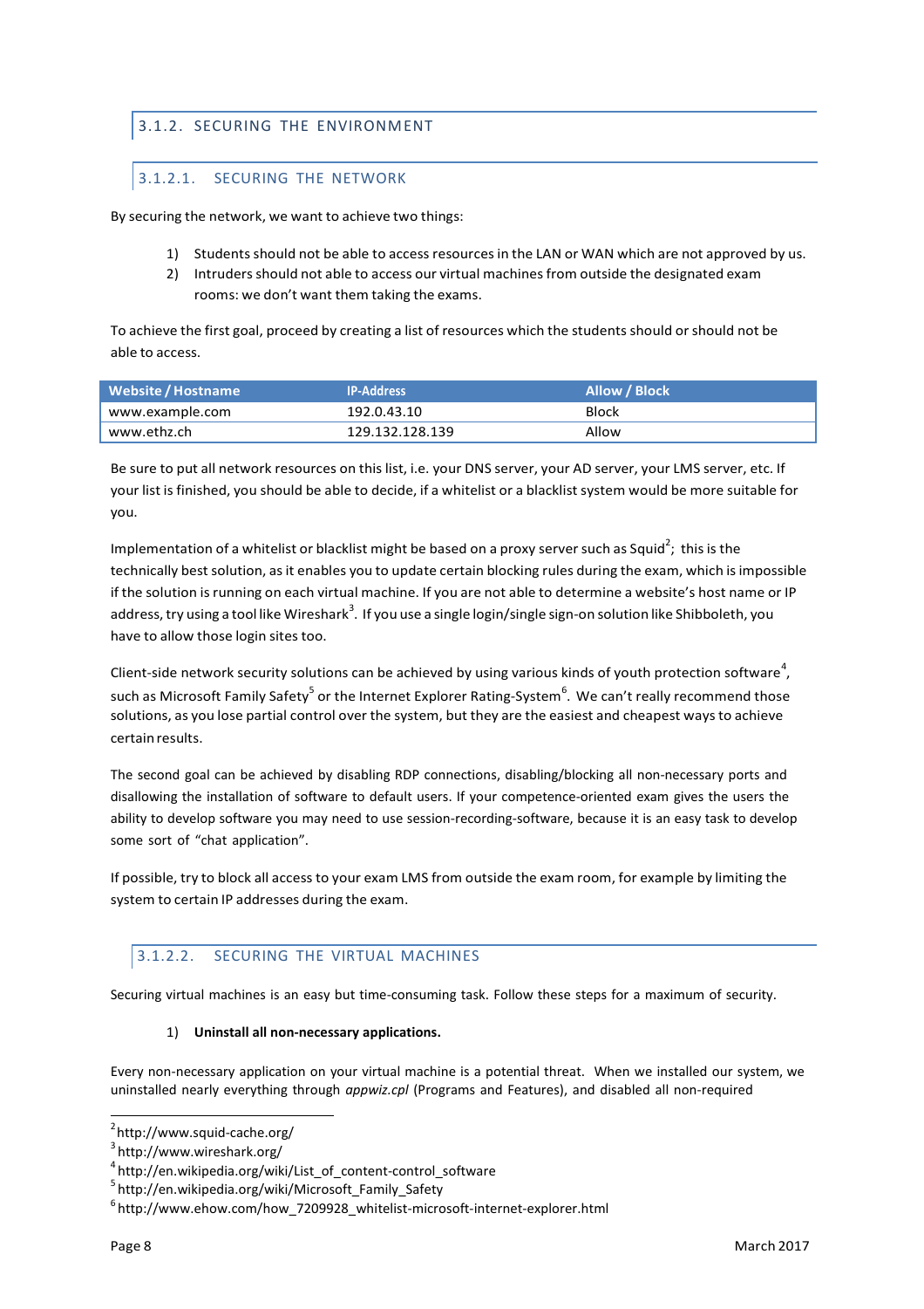### 3.1.2. SECURING THE ENVIRONMENT

#### 3.1.2.1. SECURING THE NETWORK

By securing the network, we want to achieve two things:

1) Students should not be able to access resources in the LAN or WAN which are not approved by us.
2) Intruders should not able to access our virtual machines from outside the designated exam rooms: we don't want them taking the exams.

To achieve the first goal, proceed by creating a list of resources which the students should or should not be able to access.

| Website / Hostname | IP-Address | Allow / Block |
|---|---|---|
| www.example.com | 192.0.43.10 | Block |
| www.ethz.ch | 129.132.128.139 | Allow |

Be sure to put all network resources on this list, i.e. your DNS server, your AD server, your LMS server, etc. If your list is finished, you should be able to decide, if a whitelist or a blacklist system would be more suitable for you.

Implementation of a whitelist or blacklist might be based on a proxy server such as Squid[2]; this is the technically best solution, as it enables you to update certain blocking rules during the exam, which is impossible if the solution is running on each virtual machine. If you are not able to determine a website's host name or IP address, try using a tool like Wireshark[3]. If you use a single login/single sign-on solution like Shibboleth, you have to allow those login sites too.

Client-side network security solutions can be achieved by using various kinds of youth protection software[4], such as Microsoft Family Safety[5] or the Internet Explorer Rating-System[6]. We can't really recommend those solutions, as you lose partial control over the system, but they are the easiest and cheapest ways to achieve certain results.

The second goal can be achieved by disabling RDP connections, disabling/blocking all non-necessary ports and disallowing the installation of software to default users. If your competence-oriented exam gives the users the ability to develop software you may need to use session-recording-software, because it is an easy task to develop some sort of "chat application".

If possible, try to block all access to your exam LMS from outside the exam room, for example by limiting the system to certain IP addresses during the exam.

#### 3.1.2.2. SECURING THE VIRTUAL MACHINES

Securing virtual machines is an easy but time-consuming task. Follow these steps for a maximum of security.

1) **Uninstall all non-necessary applications.**

Every non-necessary application on your virtual machine is a potential threat. When we installed our system, we uninstalled nearly everything through *appwiz.cpl* (Programs and Features), and disabled all non-required

---

[2] http://www.squid-cache.org/
[3] http://www.wireshark.org/
[4] http://en.wikipedia.org/wiki/List_of_content-control_software
[5] http://en.wikipedia.org/wiki/Microsoft_Family_Safety
[6] http://www.ehow.com/how_7209928_whitelist-microsoft-internet-explorer.html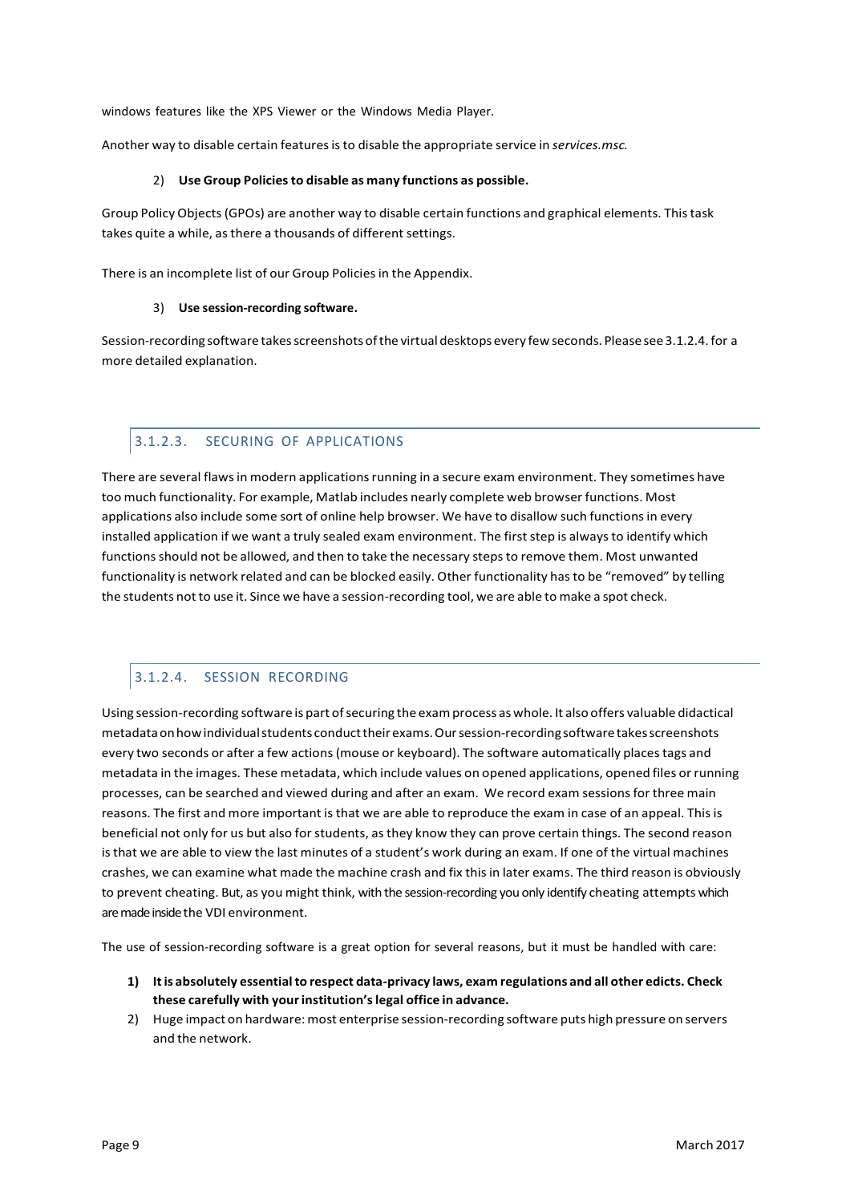windows features like the XPS Viewer or the Windows Media Player.

Another way to disable certain features is to disable the appropriate service in *services.msc.*

2) **Use Group Policies to disable as many functions as possible.**

Group Policy Objects (GPOs) are another way to disable certain functions and graphical elements. This task takes quite a while, as there a thousands of different settings.

There is an incomplete list of our Group Policies in the Appendix.

3) **Use session-recording software.**

Session-recording software takes screenshots of the virtual desktops every few seconds. Please see 3.1.2.4. for a more detailed explanation.

#### 3.1.2.3. SECURING OF APPLICATIONS

There are several flaws in modern applications running in a secure exam environment. They sometimes have too much functionality. For example, Matlab includes nearly complete web browser functions. Most applications also include some sort of online help browser. We have to disallow such functions in every installed application if we want a truly sealed exam environment. The first step is always to identify which functions should not be allowed, and then to take the necessary steps to remove them. Most unwanted functionality is network related and can be blocked easily. Other functionality has to be "removed" by telling the students not to use it. Since we have a session-recording tool, we are able to make a spot check.

#### 3.1.2.4. SESSION RECORDING

Using session-recording software is part of securing the exam process as whole. It also offers valuable didactical metadata on how individual students conduct their exams. Our session-recording software takes screenshots every two seconds or after a few actions (mouse or keyboard). The software automatically places tags and metadata in the images. These metadata, which include values on opened applications, opened files or running processes, can be searched and viewed during and after an exam. We record exam sessions for three main reasons. The first and more important is that we are able to reproduce the exam in case of an appeal. This is beneficial not only for us but also for students, as they know they can prove certain things. The second reason is that we are able to view the last minutes of a student's work during an exam. If one of the virtual machines crashes, we can examine what made the machine crash and fix this in later exams. The third reason is obviously to prevent cheating. But, as you might think, with the session-recording you only identify cheating attempts which are made inside the VDI environment.

The use of session-recording software is a great option for several reasons, but it must be handled with care:

1) **It is absolutely essential to respect data-privacy laws, exam regulations and all other edicts. Check these carefully with your institution's legal office in advance.**
2) Huge impact on hardware: most enterprise session-recording software puts high pressure on servers and the network.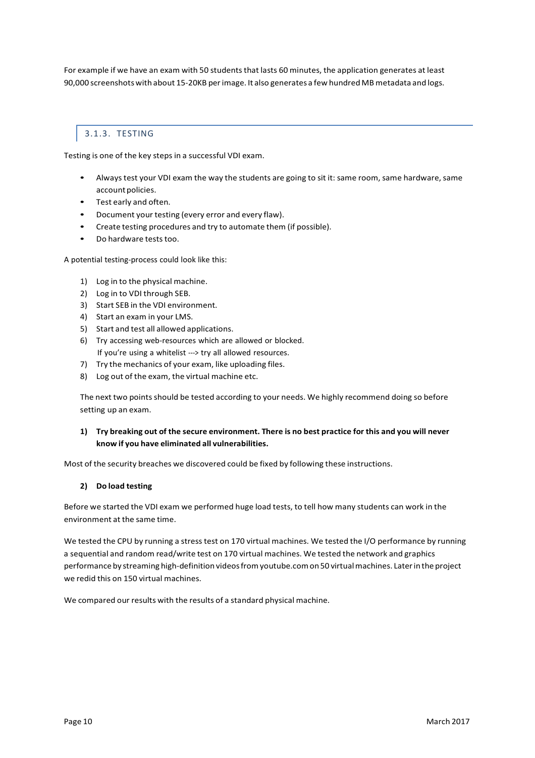For example if we have an exam with 50 students that lasts 60 minutes, the application generates at least 90,000 screenshots with about 15-20KB per image. It also generates a few hundred MB metadata and logs.

### 3.1.3. TESTING

Testing is one of the key steps in a successful VDI exam.

- Always test your VDI exam the way the students are going to sit it: same room, same hardware, same account policies.
- Test early and often.
- Document your testing (every error and every flaw).
- Create testing procedures and try to automate them (if possible).
- Do hardware tests too.

A potential testing-process could look like this:

1) Log in to the physical machine.
2) Log in to VDI through SEB.
3) Start SEB in the VDI environment.
4) Start an exam in your LMS.
5) Start and test all allowed applications.
6) Try accessing web-resources which are allowed or blocked.
   If you're using a whitelist ---> try all allowed resources.
7) Try the mechanics of your exam, like uploading files.
8) Log out of the exam, the virtual machine etc.

The next two points should be tested according to your needs. We highly recommend doing so before setting up an exam.

**1) Try breaking out of the secure environment. There is no best practice for this and you will never know if you have eliminated all vulnerabilities.**

Most of the security breaches we discovered could be fixed by following these instructions.

**2) Do load testing**

Before we started the VDI exam we performed huge load tests, to tell how many students can work in the environment at the same time.

We tested the CPU by running a stress test on 170 virtual machines. We tested the I/O performance by running a sequential and random read/write test on 170 virtual machines. We tested the network and graphics performance by streaming high-definition videos from youtube.com on 50 virtual machines. Later in the project we redid this on 150 virtual machines.

We compared our results with the results of a standard physical machine.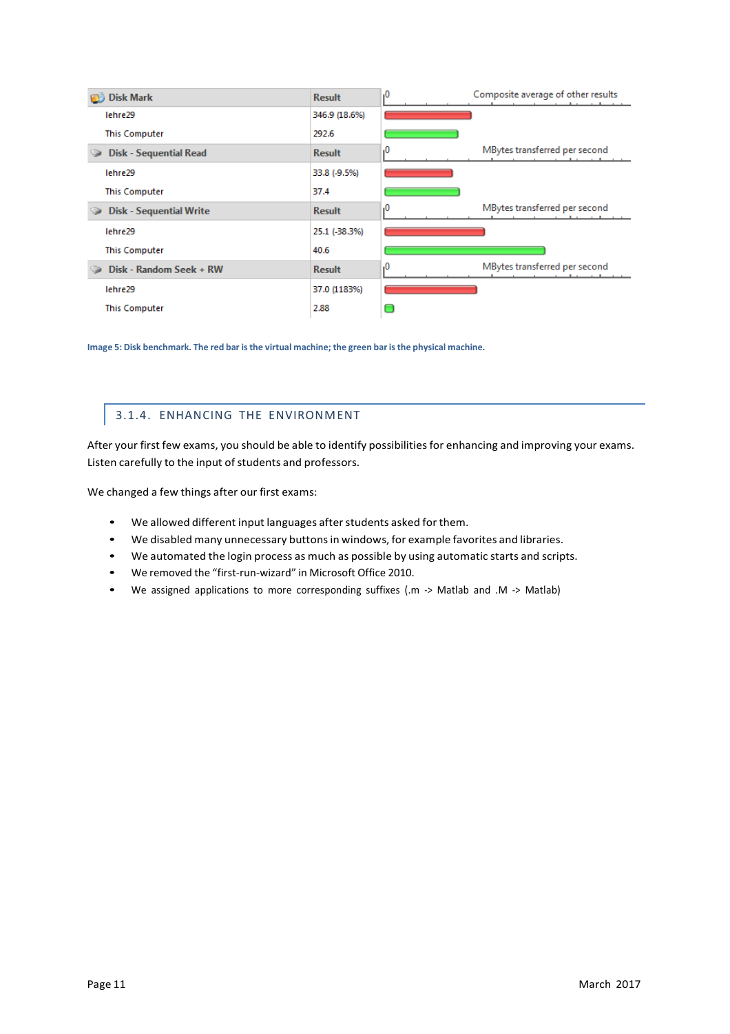| Disk Mark | Result |
|---|---|
| lehre29 | 346.9 (18.6%) |
| This Computer | 292.6 |
| **Disk - Sequential Read** | **Result** |
| lehre29 | 33.8 (-9.5%) |
| This Computer | 37.4 |
| **Disk - Sequential Write** | **Result** |
| lehre29 | 25.1 (-38.3%) |
| This Computer | 40.6 |
| **Disk - Random Seek + RW** | **Result** |
| lehre29 | 37.0 (1183%) |
| This Computer | 2.88 |

Image 5: Disk benchmark. The red bar is the virtual machine; the green bar is the physical machine.

### 3.1.4. ENHANCING THE ENVIRONMENT

After your first few exams, you should be able to identify possibilities for enhancing and improving your exams. Listen carefully to the input of students and professors.

We changed a few things after our first exams:

- We allowed different input languages after students asked for them.
- We disabled many unnecessary buttons in windows, for example favorites and libraries.
- We automated the login process as much as possible by using automatic starts and scripts.
- We removed the "first-run-wizard" in Microsoft Office 2010.
- We assigned applications to more corresponding suffixes (.m -> Matlab and .M -> Matlab)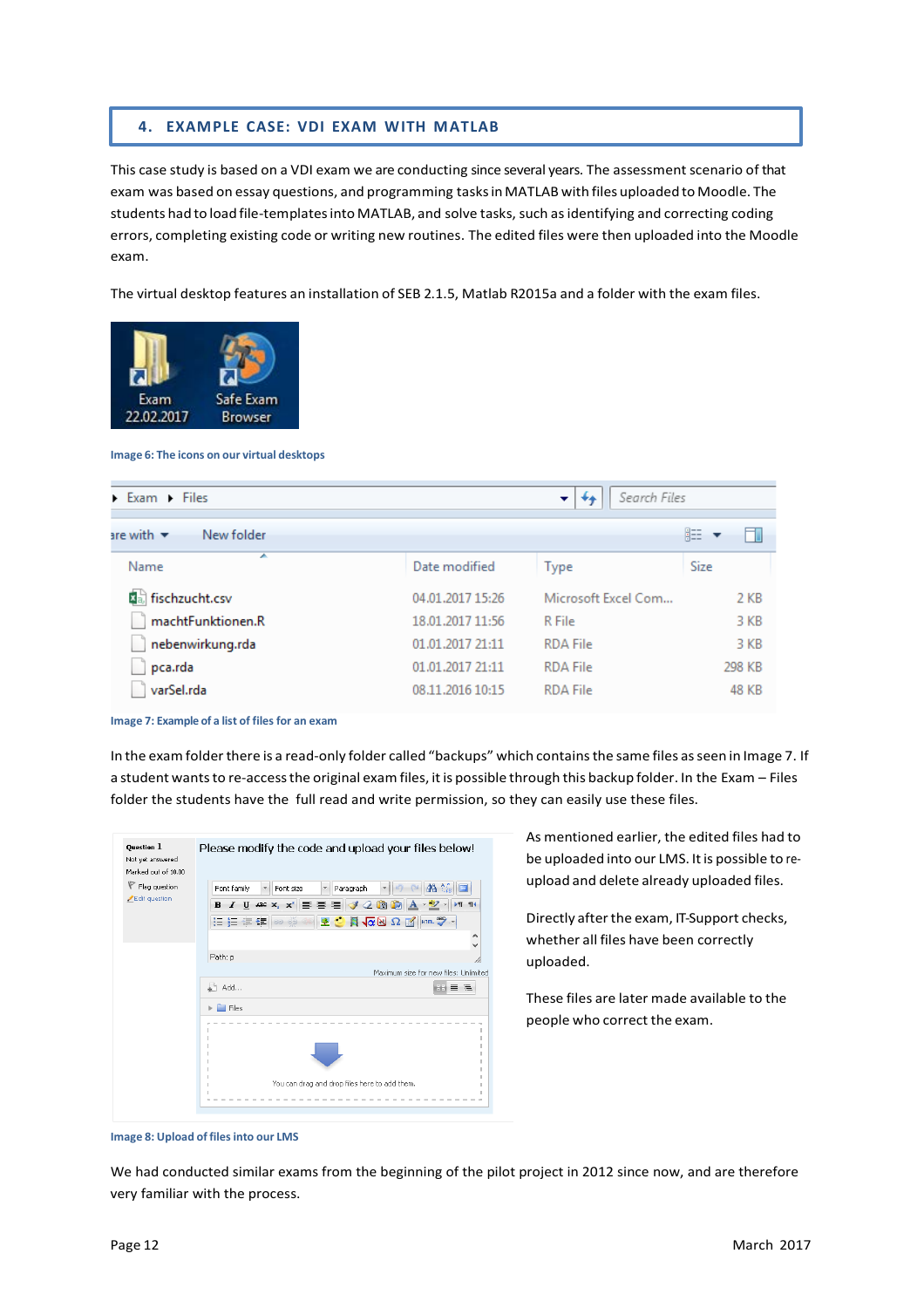## 4. EXAMPLE CASE: VDI EXAM WITH MATLAB

This case study is based on a VDI exam we are conducting since several years. The assessment scenario of that exam was based on essay questions, and programming tasks in MATLAB with files uploaded to Moodle. The students had to load file-templates into MATLAB, and solve tasks, such as identifying and correcting coding errors, completing existing code or writing new routines. The edited files were then uploaded into the Moodle exam.

The virtual desktop features an installation of SEB 2.1.5, Matlab R2015a and a folder with the exam files.

Image 6: The icons on our virtual desktops

Image 7: Example of a list of files for an exam

In the exam folder there is a read-only folder called "backups" which contains the same files as seen in Image 7. If a student wants to re-access the original exam files, it is possible through this backup folder. In the Exam – Files folder the students have the full read and write permission, so they can easily use these files.

As mentioned earlier, the edited files had to be uploaded into our LMS. It is possible to re-upload and delete already uploaded files.

Directly after the exam, IT-Support checks, whether all files have been correctly uploaded.

These files are later made available to the people who correct the exam.

Image 8: Upload of files into our LMS

We had conducted similar exams from the beginning of the pilot project in 2012 since now, and are therefore very familiar with the process.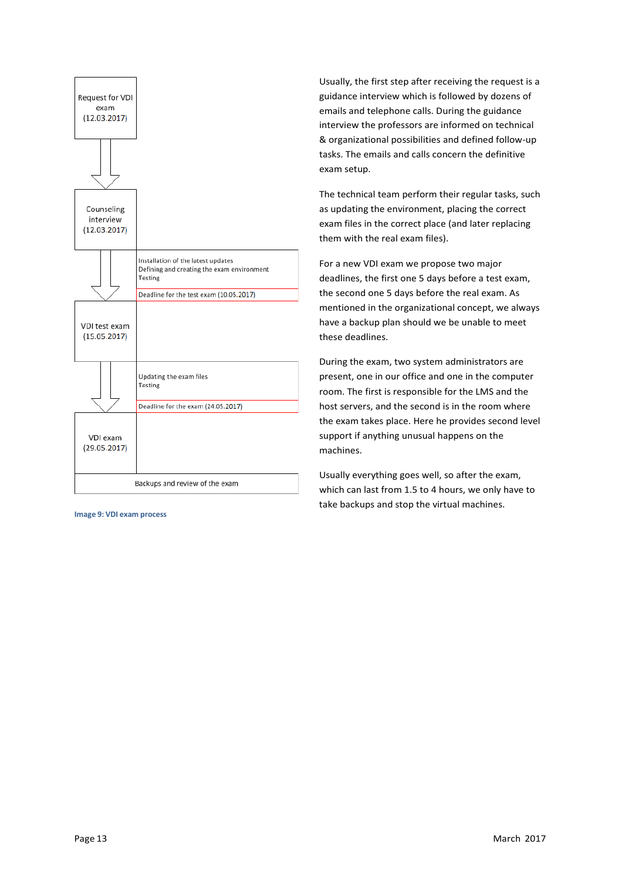| Step | Tasks |
| --- | --- |
| Request for VDI exam (12.03.2017) | |
| Counseling interview (12.03.2017) | Installation of the latest updates<br>Defining and creating the exam environment<br>Testing<br>Deadline for the test exam (10.05.2017) |
| VDI test exam (15.05.2017) | Updating the exam files<br>Testing<br>Deadline for the exam (24.05.2017) |
| VDI exam (29.05.2017) | Backups and review of the exam |

Image 9: VDI exam process

Usually, the first step after receiving the request is a guidance interview which is followed by dozens of emails and telephone calls. During the guidance interview the professors are informed on technical & organizational possibilities and defined follow-up tasks. The emails and calls concern the definitive exam setup.

The technical team perform their regular tasks, such as updating the environment, placing the correct exam files in the correct place (and later replacing them with the real exam files).

For a new VDI exam we propose two major deadlines, the first one 5 days before a test exam, the second one 5 days before the real exam. As mentioned in the organizational concept, we always have a backup plan should we be unable to meet these deadlines.

During the exam, two system administrators are present, one in our office and one in the computer room. The first is responsible for the LMS and the host servers, and the second is in the room where the exam takes place. Here he provides second level support if anything unusual happens on the machines.

Usually everything goes well, so after the exam, which can last from 1.5 to 4 hours, we only have to take backups and stop the virtual machines.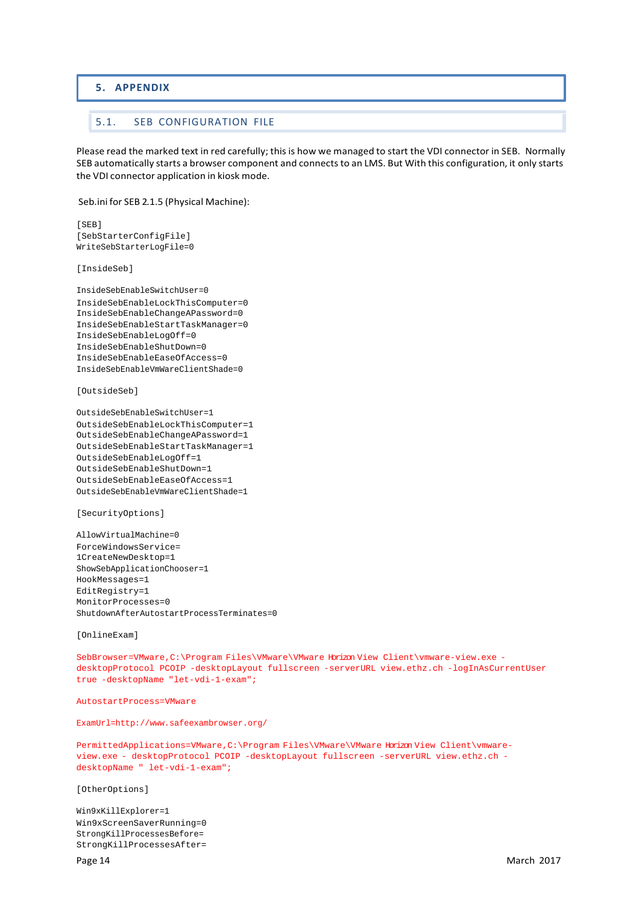# 5. APPENDIX

## 5.1. SEB CONFIGURATION FILE

Please read the marked text in red carefully; this is how we managed to start the VDI connector in SEB. Normally SEB automatically starts a browser component and connects to an LMS. But With this configuration, it only starts the VDI connector application in kiosk mode.

Seb.ini for SEB 2.1.5 (Physical Machine):

```
[SEB]
[SebStarterConfigFile]
WriteSebStarterLogFile=0

[InsideSeb]

InsideSebEnableSwitchUser=0
InsideSebEnableLockThisComputer=0
InsideSebEnableChangeAPassword=0
InsideSebEnableStartTaskManager=0
InsideSebEnableLogOff=0
InsideSebEnableShutDown=0
InsideSebEnableEaseOfAccess=0
InsideSebEnableVmWareClientShade=0

[OutsideSeb]

OutsideSebEnableSwitchUser=1
OutsideSebEnableLockThisComputer=1
OutsideSebEnableChangeAPassword=1
OutsideSebEnableStartTaskManager=1
OutsideSebEnableLogOff=1
OutsideSebEnableShutDown=1
OutsideSebEnableEaseOfAccess=1
OutsideSebEnableVmWareClientShade=1

[SecurityOptions]

AllowVirtualMachine=0
ForceWindowsService=
1CreateNewDesktop=1
ShowSebApplicationChooser=1
HookMessages=1
EditRegistry=1
MonitorProcesses=0
ShutdownAfterAutostartProcessTerminates=0

[OnlineExam]

SebBrowser=VMware,C:\Program Files\VMware\VMware Horizon View Client\vmware-view.exe -desktopProtocol PCOIP -desktopLayout fullscreen -serverURL view.ethz.ch -logInAsCurrentUser true -desktopName "let-vdi-1-exam";

AutostartProcess=VMware

ExamUrl=http://www.safeexambrowser.org/

PermittedApplications=VMware,C:\Program Files\VMware\VMware Horizon View Client\vmware-view.exe - desktopProtocol PCOIP -desktopLayout fullscreen -serverURL view.ethz.ch -desktopName " let-vdi-1-exam";

[OtherOptions]

Win9xKillExplorer=1
Win9xScreenSaverRunning=0
StrongKillProcessesBefore=
StrongKillProcessesAfter=
```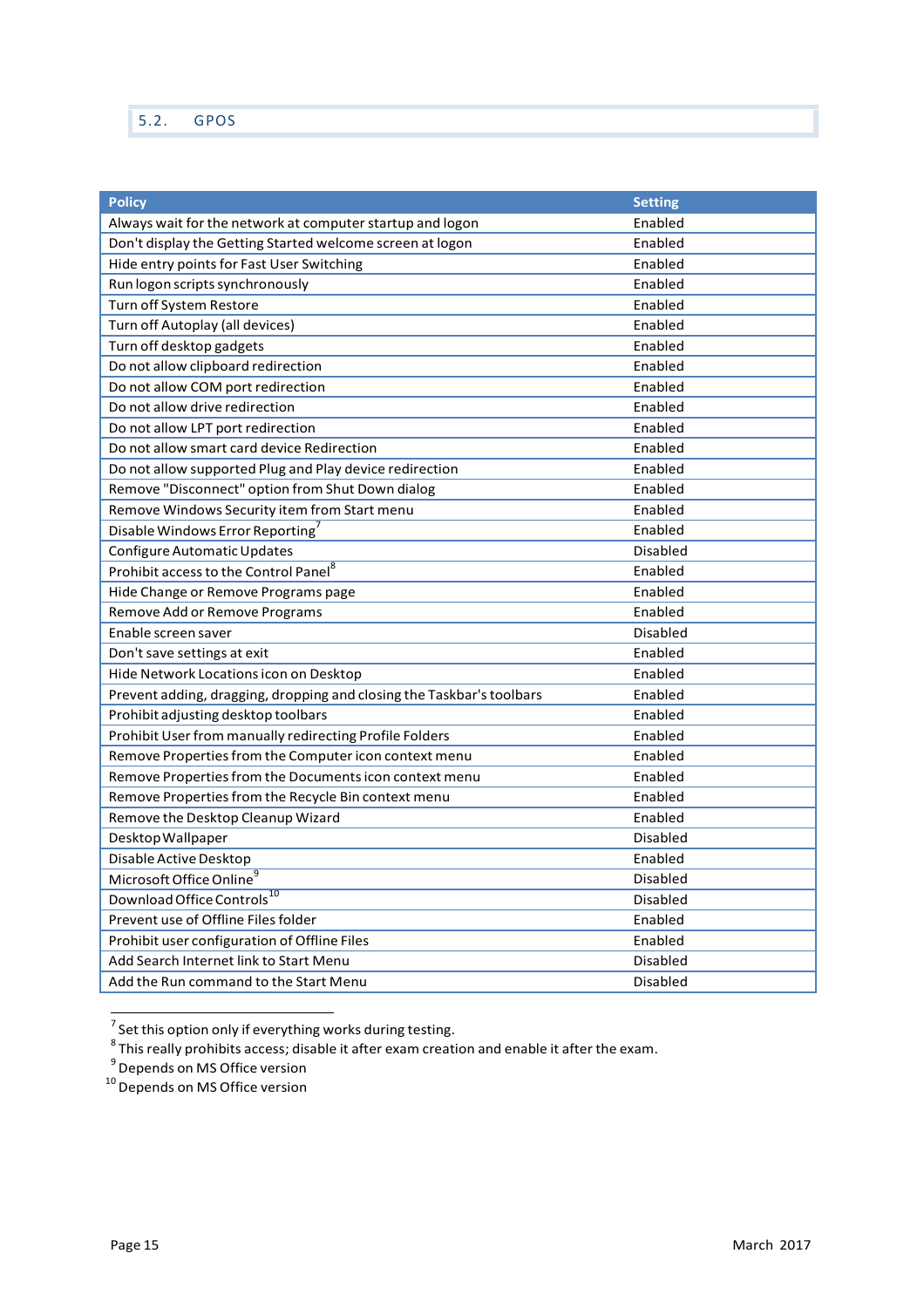## 5.2. GPOS

| Policy | Setting |
|---|---|
| Always wait for the network at computer startup and logon | Enabled |
| Don't display the Getting Started welcome screen at logon | Enabled |
| Hide entry points for Fast User Switching | Enabled |
| Run logon scripts synchronously | Enabled |
| Turn off System Restore | Enabled |
| Turn off Autoplay (all devices) | Enabled |
| Turn off desktop gadgets | Enabled |
| Do not allow clipboard redirection | Enabled |
| Do not allow COM port redirection | Enabled |
| Do not allow drive redirection | Enabled |
| Do not allow LPT port redirection | Enabled |
| Do not allow smart card device Redirection | Enabled |
| Do not allow supported Plug and Play device redirection | Enabled |
| Remove "Disconnect" option from Shut Down dialog | Enabled |
| Remove Windows Security item from Start menu | Enabled |
| Disable Windows Error Reporting[7] | Enabled |
| Configure Automatic Updates | Disabled |
| Prohibit access to the Control Panel[8] | Enabled |
| Hide Change or Remove Programs page | Enabled |
| Remove Add or Remove Programs | Enabled |
| Enable screen saver | Disabled |
| Don't save settings at exit | Enabled |
| Hide Network Locations icon on Desktop | Enabled |
| Prevent adding, dragging, dropping and closing the Taskbar's toolbars | Enabled |
| Prohibit adjusting desktop toolbars | Enabled |
| Prohibit User from manually redirecting Profile Folders | Enabled |
| Remove Properties from the Computer icon context menu | Enabled |
| Remove Properties from the Documents icon context menu | Enabled |
| Remove Properties from the Recycle Bin context menu | Enabled |
| Remove the Desktop Cleanup Wizard | Enabled |
| Desktop Wallpaper | Disabled |
| Disable Active Desktop | Enabled |
| Microsoft Office Online[9] | Disabled |
| Download Office Controls[10] | Disabled |
| Prevent use of Offline Files folder | Enabled |
| Prohibit user configuration of Offline Files | Enabled |
| Add Search Internet link to Start Menu | Disabled |
| Add the Run command to the Start Menu | Disabled |

[7] Set this option only if everything works during testing.
[8] This really prohibits access; disable it after exam creation and enable it after the exam.
[9] Depends on MS Office version
[10] Depends on MS Office version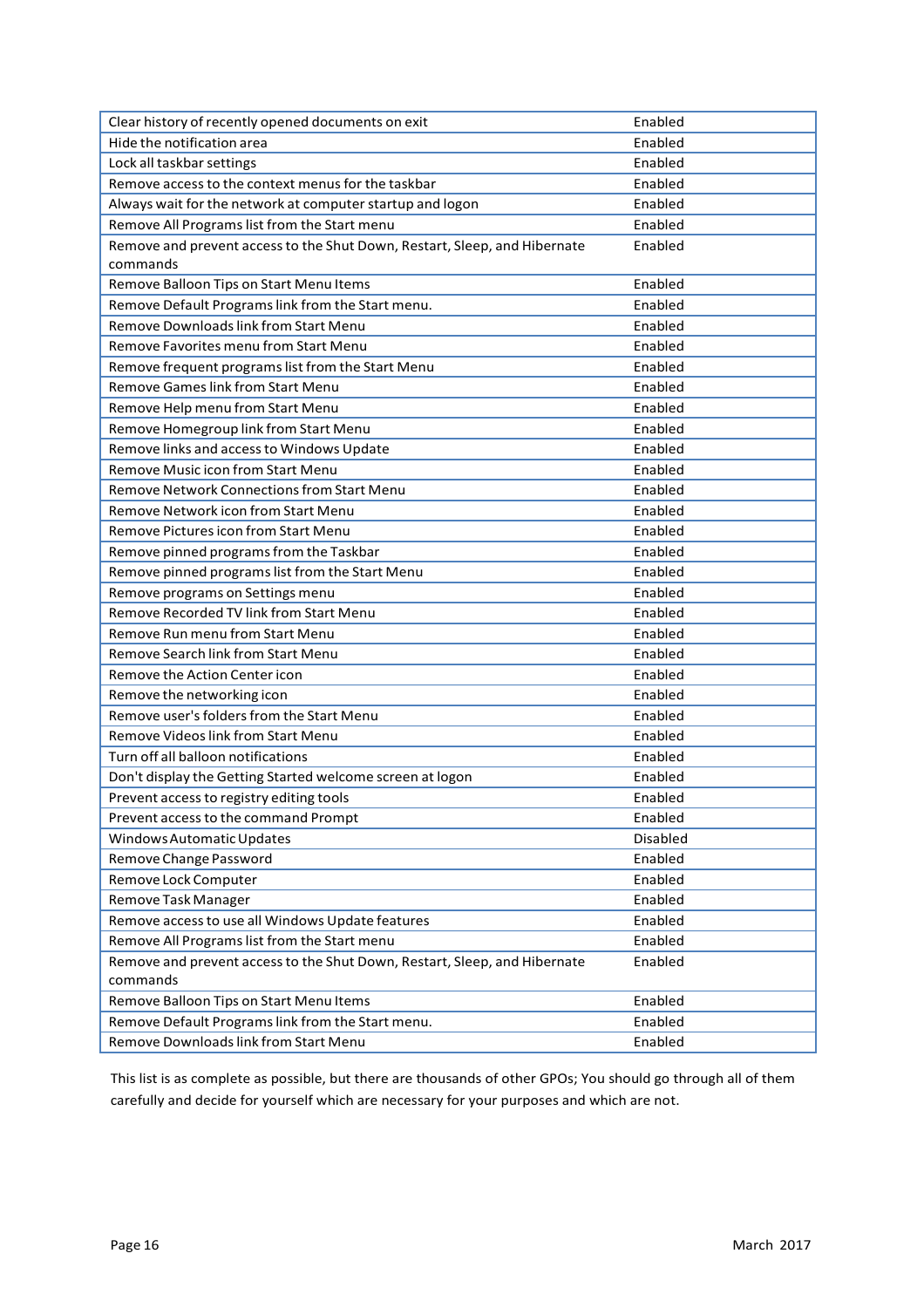| | |
|---|---|
| Clear history of recently opened documents on exit | Enabled |
| Hide the notification area | Enabled |
| Lock all taskbar settings | Enabled |
| Remove access to the context menus for the taskbar | Enabled |
| Always wait for the network at computer startup and logon | Enabled |
| Remove All Programs list from the Start menu | Enabled |
| Remove and prevent access to the Shut Down, Restart, Sleep, and Hibernate commands | Enabled |
| Remove Balloon Tips on Start Menu Items | Enabled |
| Remove Default Programs link from the Start menu. | Enabled |
| Remove Downloads link from Start Menu | Enabled |
| Remove Favorites menu from Start Menu | Enabled |
| Remove frequent programs list from the Start Menu | Enabled |
| Remove Games link from Start Menu | Enabled |
| Remove Help menu from Start Menu | Enabled |
| Remove Homegroup link from Start Menu | Enabled |
| Remove links and access to Windows Update | Enabled |
| Remove Music icon from Start Menu | Enabled |
| Remove Network Connections from Start Menu | Enabled |
| Remove Network icon from Start Menu | Enabled |
| Remove Pictures icon from Start Menu | Enabled |
| Remove pinned programs from the Taskbar | Enabled |
| Remove pinned programs list from the Start Menu | Enabled |
| Remove programs on Settings menu | Enabled |
| Remove Recorded TV link from Start Menu | Enabled |
| Remove Run menu from Start Menu | Enabled |
| Remove Search link from Start Menu | Enabled |
| Remove the Action Center icon | Enabled |
| Remove the networking icon | Enabled |
| Remove user's folders from the Start Menu | Enabled |
| Remove Videos link from Start Menu | Enabled |
| Turn off all balloon notifications | Enabled |
| Don't display the Getting Started welcome screen at logon | Enabled |
| Prevent access to registry editing tools | Enabled |
| Prevent access to the command Prompt | Enabled |
| Windows Automatic Updates | Disabled |
| Remove Change Password | Enabled |
| Remove Lock Computer | Enabled |
| Remove Task Manager | Enabled |
| Remove access to use all Windows Update features | Enabled |
| Remove All Programs list from the Start menu | Enabled |
| Remove and prevent access to the Shut Down, Restart, Sleep, and Hibernate commands | Enabled |
| Remove Balloon Tips on Start Menu Items | Enabled |
| Remove Default Programs link from the Start menu. | Enabled |
| Remove Downloads link from Start Menu | Enabled |

This list is as complete as possible, but there are thousands of other GPOs; You should go through all of them carefully and decide for yourself which are necessary for your purposes and which are not.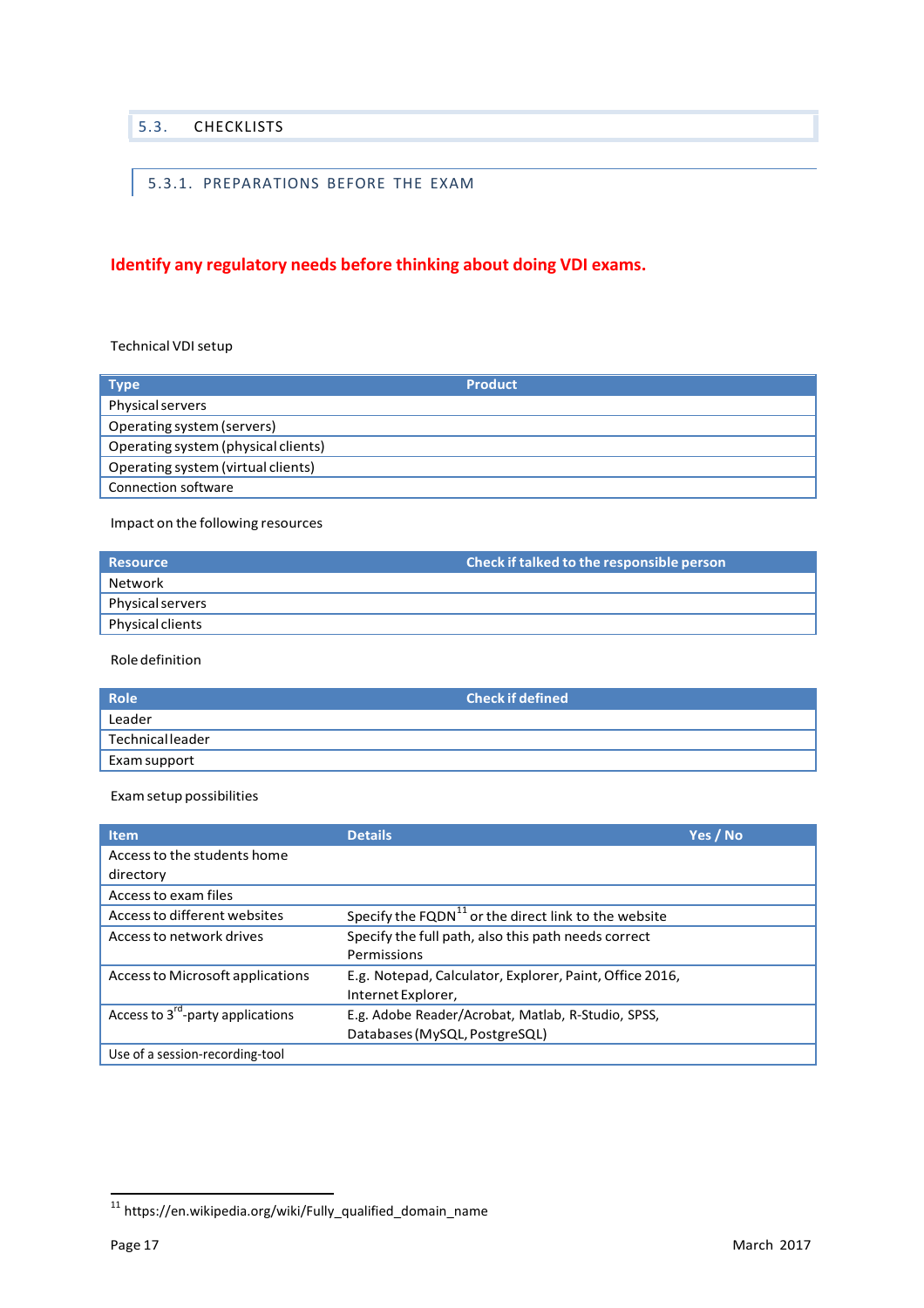## 5.3. CHECKLISTS

### 5.3.1. PREPARATIONS BEFORE THE EXAM

**Identify any regulatory needs before thinking about doing VDI exams.**

Technical VDI setup

| Type | Product |
|---|---|
| Physical servers | |
| Operating system (servers) | |
| Operating system (physical clients) | |
| Operating system (virtual clients) | |
| Connection software | |

Impact on the following resources

| Resource | Check if talked to the responsible person |
|---|---|
| Network | |
| Physical servers | |
| Physical clients | |

Role definition

| Role | Check if defined |
|---|---|
| Leader | |
| Technical leader | |
| Exam support | |

Exam setup possibilities

| Item | Details | Yes / No |
|---|---|---|
| Access to the students home directory | | |
| Access to exam files | | |
| Access to different websites | Specify the FQDN[11] or the direct link to the website | |
| Access to network drives | Specify the full path, also this path needs correct Permissions | |
| Access to Microsoft applications | E.g. Notepad, Calculator, Explorer, Paint, Office 2016, Internet Explorer, | |
| Access to 3rd-party applications | E.g. Adobe Reader/Acrobat, Matlab, R-Studio, SPSS, Databases (MySQL, PostgreSQL) | |
| Use of a session-recording-tool | | |

[11] https://en.wikipedia.org/wiki/Fully_qualified_domain_name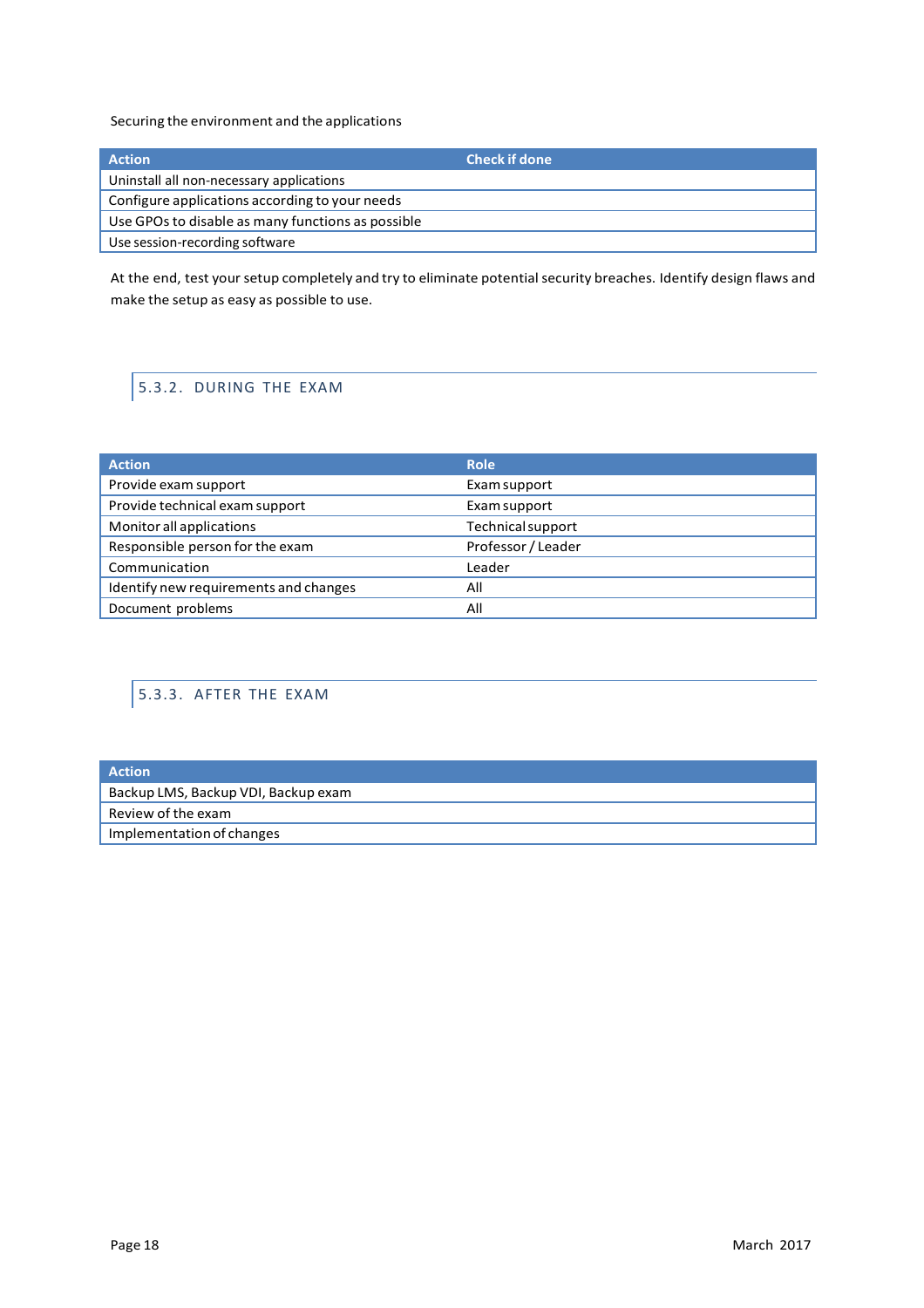Securing the environment and the applications

| Action | Check if done |
|---|---|
| Uninstall all non-necessary applications | |
| Configure applications according to your needs | |
| Use GPOs to disable as many functions as possible | |
| Use session-recording software | |

At the end, test your setup completely and try to eliminate potential security breaches. Identify design flaws and make the setup as easy as possible to use.

### 5.3.2. DURING THE EXAM

| Action | Role |
|---|---|
| Provide exam support | Exam support |
| Provide technical exam support | Exam support |
| Monitor all applications | Technical support |
| Responsible person for the exam | Professor / Leader |
| Communication | Leader |
| Identify new requirements and changes | All |
| Document problems | All |

### 5.3.3. AFTER THE EXAM

| Action |
|---|
| Backup LMS, Backup VDI, Backup exam |
| Review of the exam |
| Implementation of changes |